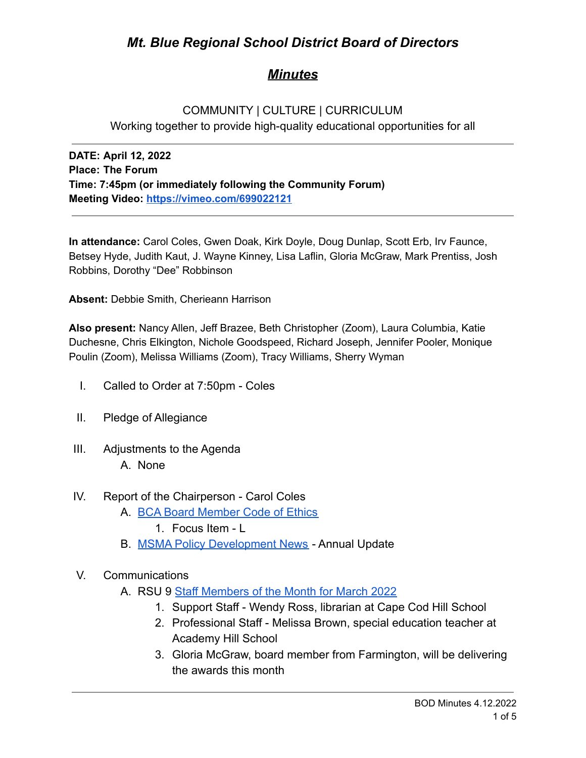# *Mt. Blue Regional School District Board of Directors*

## ***Minutes***

COMMUNITY | CULTURE | CURRICULUM
Working together to provide high-quality educational opportunities for all

---

**DATE: April 12, 2022**
**Place: The Forum**
**Time: 7:45pm (or immediately following the Community Forum)**
**Meeting Video: [https://vimeo.com/699022121](https://vimeo.com/699022121)**

---

**In attendance:** Carol Coles, Gwen Doak, Kirk Doyle, Doug Dunlap, Scott Erb, Irv Faunce, Betsey Hyde, Judith Kaut, J. Wayne Kinney, Lisa Laflin, Gloria McGraw, Mark Prentiss, Josh Robbins, Dorothy "Dee" Robbinson

**Absent:** Debbie Smith, Cherieann Harrison

**Also present:** Nancy Allen, Jeff Brazee, Beth Christopher (Zoom), Laura Columbia, Katie Duchesne, Chris Elkington, Nichole Goodspeed, Richard Joseph, Jennifer Pooler, Monique Poulin (Zoom), Melissa Williams (Zoom), Tracy Williams, Sherry Wyman

I. Called to Order at 7:50pm - Coles

II. Pledge of Allegiance

III. Adjustments to the Agenda
   A. None

IV. Report of the Chairperson - Carol Coles
   A. BCA Board Member Code of Ethics
      1. Focus Item - L
   B. MSMA Policy Development News - Annual Update

V. Communications
   A. RSU 9 Staff Members of the Month for March 2022
      1. Support Staff - Wendy Ross, librarian at Cape Cod Hill School
      2. Professional Staff - Melissa Brown, special education teacher at Academy Hill School
      3. Gloria McGraw, board member from Farmington, will be delivering the awards this month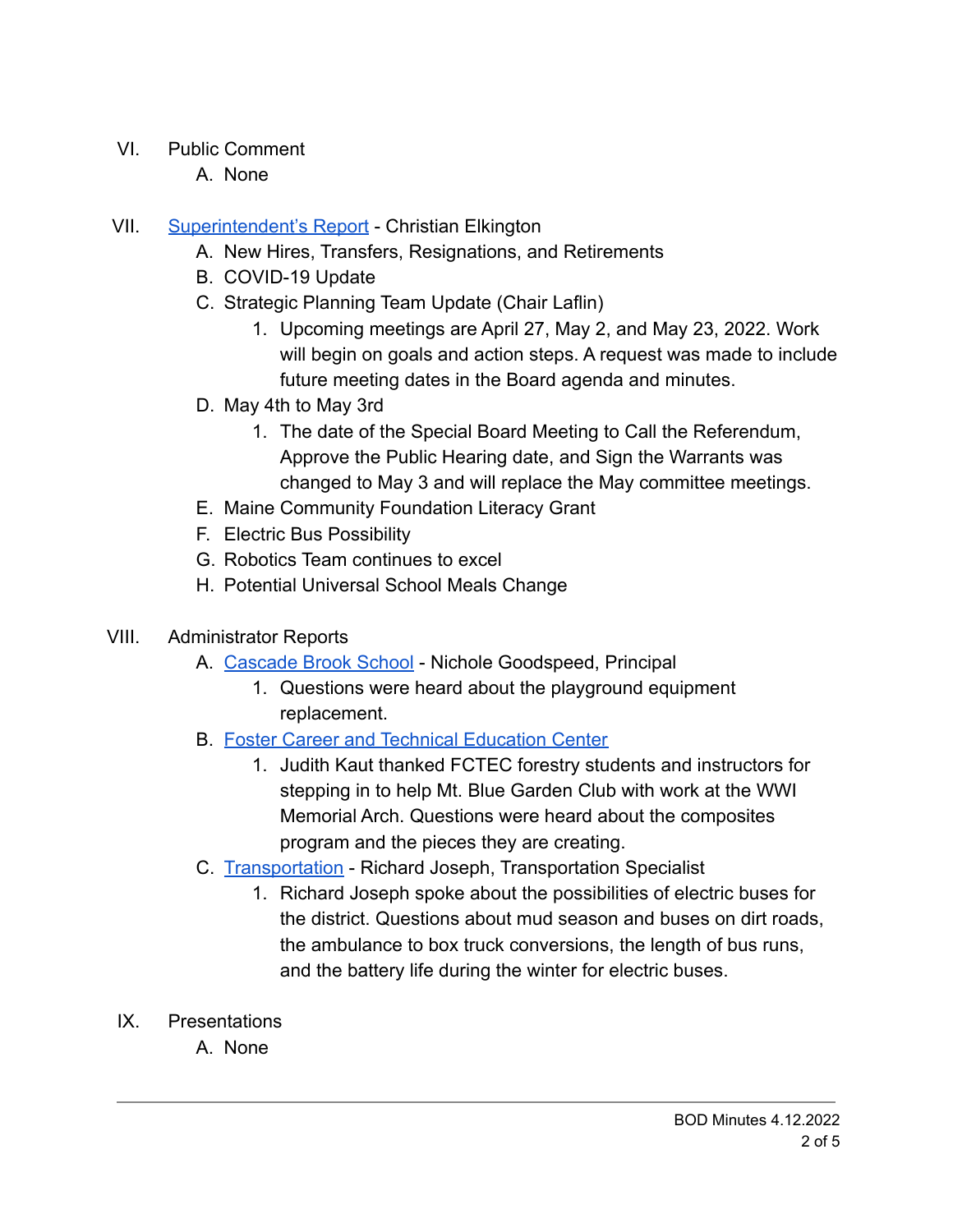VI. Public Comment
   A. None

VII. Superintendent's Report - Christian Elkington
   A. New Hires, Transfers, Resignations, and Retirements
   B. COVID-19 Update
   C. Strategic Planning Team Update (Chair Laflin)
      1. Upcoming meetings are April 27, May 2, and May 23, 2022. Work will begin on goals and action steps. A request was made to include future meeting dates in the Board agenda and minutes.
   D. May 4th to May 3rd
      1. The date of the Special Board Meeting to Call the Referendum, Approve the Public Hearing date, and Sign the Warrants was changed to May 3 and will replace the May committee meetings.
   E. Maine Community Foundation Literacy Grant
   F. Electric Bus Possibility
   G. Robotics Team continues to excel
   H. Potential Universal School Meals Change

VIII. Administrator Reports
   A. Cascade Brook School - Nichole Goodspeed, Principal
      1. Questions were heard about the playground equipment replacement.
   B. Foster Career and Technical Education Center
      1. Judith Kaut thanked FCTEC forestry students and instructors for stepping in to help Mt. Blue Garden Club with work at the WWI Memorial Arch. Questions were heard about the composites program and the pieces they are creating.
   C. Transportation - Richard Joseph, Transportation Specialist
      1. Richard Joseph spoke about the possibilities of electric buses for the district. Questions about mud season and buses on dirt roads, the ambulance to box truck conversions, the length of bus runs, and the battery life during the winter for electric buses.

IX. Presentations
   A. None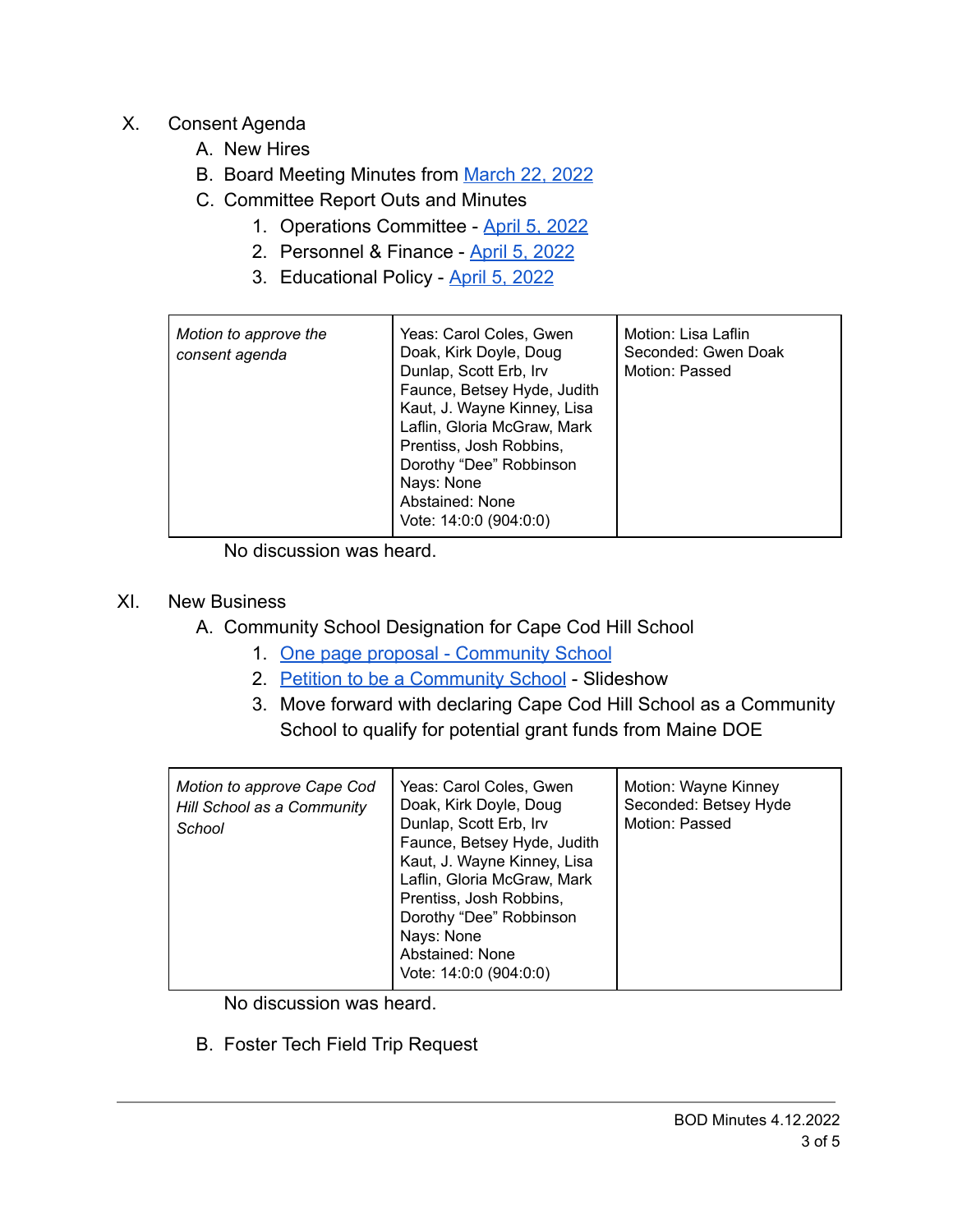X. Consent Agenda

A. New Hires

B. Board Meeting Minutes from March 22, 2022

C. Committee Report Outs and Minutes

1. Operations Committee - April 5, 2022
2. Personnel & Finance - April 5, 2022
3. Educational Policy - April 5, 2022

| *Motion to approve the consent agenda* | Yeas: Carol Coles, Gwen Doak, Kirk Doyle, Doug Dunlap, Scott Erb, Irv Faunce, Betsey Hyde, Judith Kaut, J. Wayne Kinney, Lisa Laflin, Gloria McGraw, Mark Prentiss, Josh Robbins, Dorothy “Dee” Robbinson<br>Nays: None<br>Abstained: None<br>Vote: 14:0:0 (904:0:0) | Motion: Lisa Laflin<br>Seconded: Gwen Doak<br>Motion: Passed |
|---|---|---|

No discussion was heard.

XI. New Business

A. Community School Designation for Cape Cod Hill School

1. One page proposal - Community School
2. Petition to be a Community School - Slideshow
3. Move forward with declaring Cape Cod Hill School as a Community School to qualify for potential grant funds from Maine DOE

| *Motion to approve Cape Cod Hill School as a Community School* | Yeas: Carol Coles, Gwen Doak, Kirk Doyle, Doug Dunlap, Scott Erb, Irv Faunce, Betsey Hyde, Judith Kaut, J. Wayne Kinney, Lisa Laflin, Gloria McGraw, Mark Prentiss, Josh Robbins, Dorothy “Dee” Robbinson<br>Nays: None<br>Abstained: None<br>Vote: 14:0:0 (904:0:0) | Motion: Wayne Kinney<br>Seconded: Betsey Hyde<br>Motion: Passed |
|---|---|---|

No discussion was heard.

B. Foster Tech Field Trip Request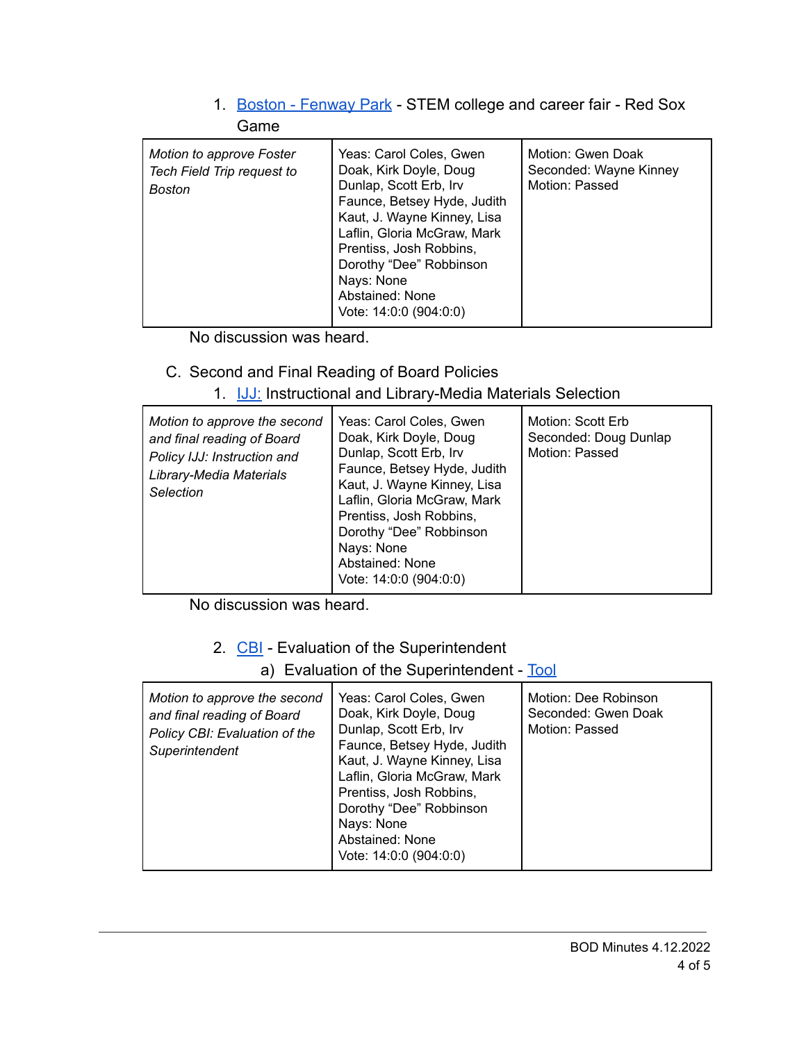1. [Boston - Fenway Park](#) - STEM college and career fair - Red Sox Game

| | | |
|---|---|---|
| *Motion to approve Foster Tech Field Trip request to Boston* | Yeas: Carol Coles, Gwen Doak, Kirk Doyle, Doug Dunlap, Scott Erb, Irv Faunce, Betsey Hyde, Judith Kaut, J. Wayne Kinney, Lisa Laflin, Gloria McGraw, Mark Prentiss, Josh Robbins, Dorothy "Dee" Robbinson<br>Nays: None<br>Abstained: None<br>Vote: 14:0:0 (904:0:0) | Motion: Gwen Doak<br>Seconded: Wayne Kinney<br>Motion: Passed |

No discussion was heard.

C. Second and Final Reading of Board Policies

1. [IJJ:](#) Instructional and Library-Media Materials Selection

| | | |
|---|---|---|
| *Motion to approve the second and final reading of Board Policy IJJ: Instruction and Library-Media Materials Selection* | Yeas: Carol Coles, Gwen Doak, Kirk Doyle, Doug Dunlap, Scott Erb, Irv Faunce, Betsey Hyde, Judith Kaut, J. Wayne Kinney, Lisa Laflin, Gloria McGraw, Mark Prentiss, Josh Robbins, Dorothy "Dee" Robbinson<br>Nays: None<br>Abstained: None<br>Vote: 14:0:0 (904:0:0) | Motion: Scott Erb<br>Seconded: Doug Dunlap<br>Motion: Passed |

No discussion was heard.

2. [CBI](#) - Evaluation of the Superintendent
   a) Evaluation of the Superintendent - [Tool](#)

| | | |
|---|---|---|
| *Motion to approve the second and final reading of Board Policy CBI: Evaluation of the Superintendent* | Yeas: Carol Coles, Gwen Doak, Kirk Doyle, Doug Dunlap, Scott Erb, Irv Faunce, Betsey Hyde, Judith Kaut, J. Wayne Kinney, Lisa Laflin, Gloria McGraw, Mark Prentiss, Josh Robbins, Dorothy "Dee" Robbinson<br>Nays: None<br>Abstained: None<br>Vote: 14:0:0 (904:0:0) | Motion: Dee Robinson<br>Seconded: Gwen Doak<br>Motion: Passed |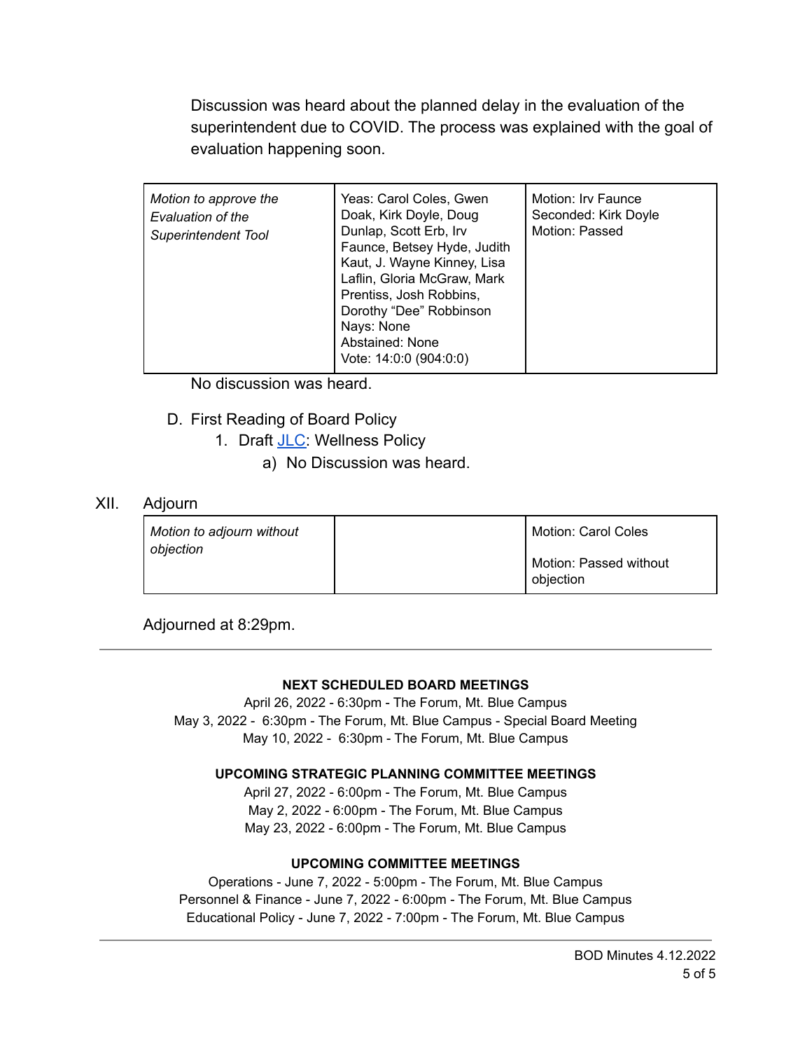Discussion was heard about the planned delay in the evaluation of the superintendent due to COVID. The process was explained with the goal of evaluation happening soon.

| | | |
|---|---|---|
| *Motion to approve the Evaluation of the Superintendent Tool* | Yeas: Carol Coles, Gwen Doak, Kirk Doyle, Doug Dunlap, Scott Erb, Irv Faunce, Betsey Hyde, Judith Kaut, J. Wayne Kinney, Lisa Laflin, Gloria McGraw, Mark Prentiss, Josh Robbins, Dorothy "Dee" Robbinson<br>Nays: None<br>Abstained: None<br>Vote: 14:0:0 (904:0:0) | Motion: Irv Faunce<br>Seconded: Kirk Doyle<br>Motion: Passed |

No discussion was heard.

D. First Reading of Board Policy
   1. Draft JLC: Wellness Policy
      a) No Discussion was heard.

XII. Adjourn

| | | |
|---|---|---|
| *Motion to adjourn without objection* | | Motion: Carol Coles<br><br>Motion: Passed without objection |

Adjourned at 8:29pm.

---

**NEXT SCHEDULED BOARD MEETINGS**

April 26, 2022 - 6:30pm - The Forum, Mt. Blue Campus
May 3, 2022 - 6:30pm - The Forum, Mt. Blue Campus - Special Board Meeting
May 10, 2022 - 6:30pm - The Forum, Mt. Blue Campus

**UPCOMING STRATEGIC PLANNING COMMITTEE MEETINGS**

April 27, 2022 - 6:00pm - The Forum, Mt. Blue Campus
May 2, 2022 - 6:00pm - The Forum, Mt. Blue Campus
May 23, 2022 - 6:00pm - The Forum, Mt. Blue Campus

**UPCOMING COMMITTEE MEETINGS**

Operations - June 7, 2022 - 5:00pm - The Forum, Mt. Blue Campus
Personnel & Finance - June 7, 2022 - 6:00pm - The Forum, Mt. Blue Campus
Educational Policy - June 7, 2022 - 7:00pm - The Forum, Mt. Blue Campus

---